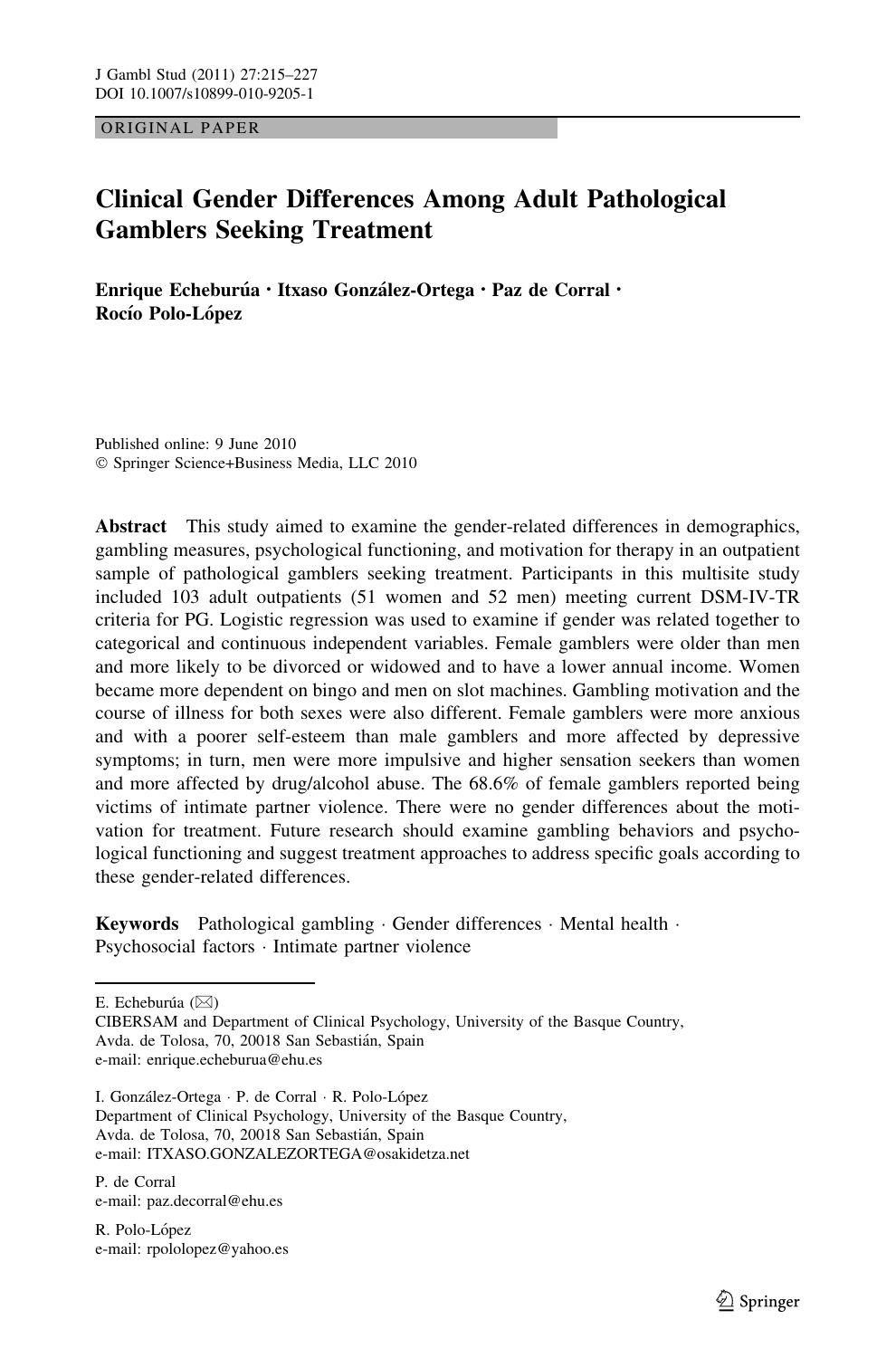ORIGINAL PAPER

# Clinical Gender Differences Among Adult Pathological Gamblers Seeking Treatment

**Enrique Echeburúa · Itxaso González-Ortega · Paz de Corral · Rocío Polo-López**

Published online: 9 June 2010
© Springer Science+Business Media, LLC 2010

**Abstract** This study aimed to examine the gender-related differences in demographics, gambling measures, psychological functioning, and motivation for therapy in an outpatient sample of pathological gamblers seeking treatment. Participants in this multisite study included 103 adult outpatients (51 women and 52 men) meeting current DSM-IV-TR criteria for PG. Logistic regression was used to examine if gender was related together to categorical and continuous independent variables. Female gamblers were older than men and more likely to be divorced or widowed and to have a lower annual income. Women became more dependent on bingo and men on slot machines. Gambling motivation and the course of illness for both sexes were also different. Female gamblers were more anxious and with a poorer self-esteem than male gamblers and more affected by depressive symptoms; in turn, men were more impulsive and higher sensation seekers than women and more affected by drug/alcohol abuse. The 68.6% of female gamblers reported being victims of intimate partner violence. There were no gender differences about the motivation for treatment. Future research should examine gambling behaviors and psychological functioning and suggest treatment approaches to address specific goals according to these gender-related differences.

**Keywords** Pathological gambling · Gender differences · Mental health · Psychosocial factors · Intimate partner violence

---

E. Echeburúa (✉)
CIBERSAM and Department of Clinical Psychology, University of the Basque Country,
Avda. de Tolosa, 70, 20018 San Sebastián, Spain
e-mail: enrique.echeburua@ehu.es

I. González-Ortega · P. de Corral · R. Polo-López
Department of Clinical Psychology, University of the Basque Country,
Avda. de Tolosa, 70, 20018 San Sebastián, Spain
e-mail: ITXASO.GONZALEZORTEGA@osakidetza.net

P. de Corral
e-mail: paz.decorral@ehu.es

R. Polo-López
e-mail: rpololopez@yahoo.es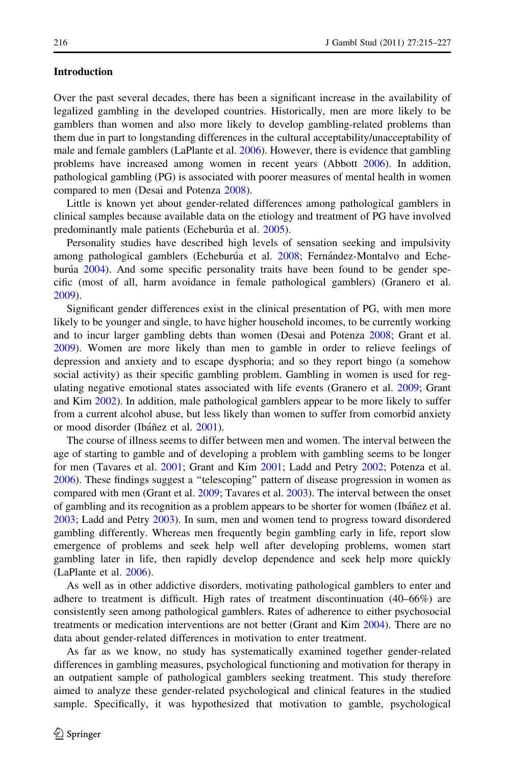## Introduction

Over the past several decades, there has been a significant increase in the availability of legalized gambling in the developed countries. Historically, men are more likely to be gamblers than women and also more likely to develop gambling-related problems than them due in part to longstanding differences in the cultural acceptability/unacceptability of male and female gamblers (LaPlante et al. 2006). However, there is evidence that gambling problems have increased among women in recent years (Abbott 2006). In addition, pathological gambling (PG) is associated with poorer measures of mental health in women compared to men (Desai and Potenza 2008).

Little is known yet about gender-related differences among pathological gamblers in clinical samples because available data on the etiology and treatment of PG have involved predominantly male patients (Echeburúa et al. 2005).

Personality studies have described high levels of sensation seeking and impulsivity among pathological gamblers (Echeburúa et al. 2008; Fernández-Montalvo and Echeburúa 2004). And some specific personality traits have been found to be gender specific (most of all, harm avoidance in female pathological gamblers) (Granero et al. 2009).

Significant gender differences exist in the clinical presentation of PG, with men more likely to be younger and single, to have higher household incomes, to be currently working and to incur larger gambling debts than women (Desai and Potenza 2008; Grant et al. 2009). Women are more likely than men to gamble in order to relieve feelings of depression and anxiety and to escape dysphoria; and so they report bingo (a somehow social activity) as their specific gambling problem. Gambling in women is used for regulating negative emotional states associated with life events (Granero et al. 2009; Grant and Kim 2002). In addition, male pathological gamblers appear to be more likely to suffer from a current alcohol abuse, but less likely than women to suffer from comorbid anxiety or mood disorder (Ibáñez et al. 2001).

The course of illness seems to differ between men and women. The interval between the age of starting to gamble and of developing a problem with gambling seems to be longer for men (Tavares et al. 2001; Grant and Kim 2001; Ladd and Petry 2002; Potenza et al. 2006). These findings suggest a "telescoping" pattern of disease progression in women as compared with men (Grant et al. 2009; Tavares et al. 2003). The interval between the onset of gambling and its recognition as a problem appears to be shorter for women (Ibáñez et al. 2003; Ladd and Petry 2003). In sum, men and women tend to progress toward disordered gambling differently. Whereas men frequently begin gambling early in life, report slow emergence of problems and seek help well after developing problems, women start gambling later in life, then rapidly develop dependence and seek help more quickly (LaPlante et al. 2006).

As well as in other addictive disorders, motivating pathological gamblers to enter and adhere to treatment is difficult. High rates of treatment discontinuation (40–66%) are consistently seen among pathological gamblers. Rates of adherence to either psychosocial treatments or medication interventions are not better (Grant and Kim 2004). There are no data about gender-related differences in motivation to enter treatment.

As far as we know, no study has systematically examined together gender-related differences in gambling measures, psychological functioning and motivation for therapy in an outpatient sample of pathological gamblers seeking treatment. This study therefore aimed to analyze these gender-related psychological and clinical features in the studied sample. Specifically, it was hypothesized that motivation to gamble, psychological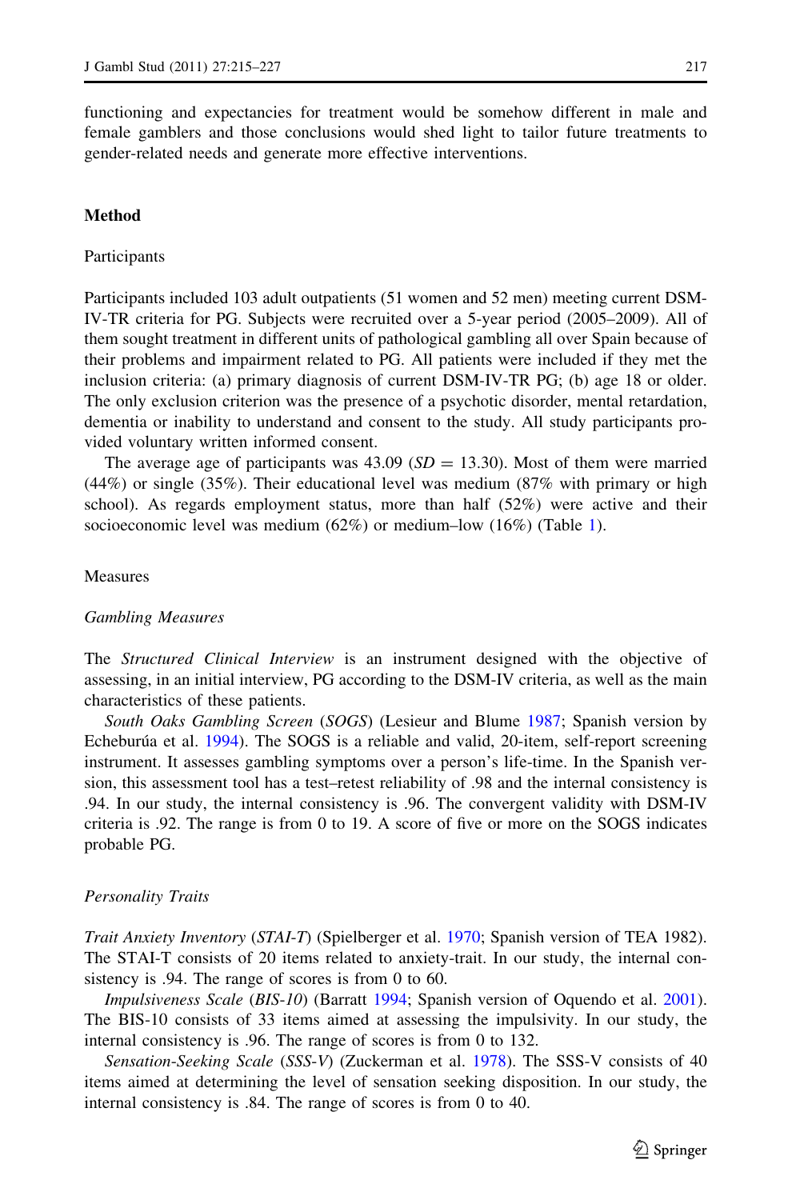functioning and expectancies for treatment would be somehow different in male and female gamblers and those conclusions would shed light to tailor future treatments to gender-related needs and generate more effective interventions.

## Method

### Participants

Participants included 103 adult outpatients (51 women and 52 men) meeting current DSM-IV-TR criteria for PG. Subjects were recruited over a 5-year period (2005–2009). All of them sought treatment in different units of pathological gambling all over Spain because of their problems and impairment related to PG. All patients were included if they met the inclusion criteria: (a) primary diagnosis of current DSM-IV-TR PG; (b) age 18 or older. The only exclusion criterion was the presence of a psychotic disorder, mental retardation, dementia or inability to understand and consent to the study. All study participants provided voluntary written informed consent.

The average age of participants was 43.09 ($SD = 13.30$). Most of them were married (44%) or single (35%). Their educational level was medium (87% with primary or high school). As regards employment status, more than half (52%) were active and their socioeconomic level was medium (62%) or medium–low (16%) (Table 1).

### Measures

#### *Gambling Measures*

The *Structured Clinical Interview* is an instrument designed with the objective of assessing, in an initial interview, PG according to the DSM-IV criteria, as well as the main characteristics of these patients.

*South Oaks Gambling Screen* (*SOGS*) (Lesieur and Blume 1987; Spanish version by Echeburúa et al. 1994). The SOGS is a reliable and valid, 20-item, self-report screening instrument. It assesses gambling symptoms over a person's life-time. In the Spanish version, this assessment tool has a test–retest reliability of .98 and the internal consistency is .94. In our study, the internal consistency is .96. The convergent validity with DSM-IV criteria is .92. The range is from 0 to 19. A score of five or more on the SOGS indicates probable PG.

#### *Personality Traits*

*Trait Anxiety Inventory* (*STAI-T*) (Spielberger et al. 1970; Spanish version of TEA 1982). The STAI-T consists of 20 items related to anxiety-trait. In our study, the internal consistency is .94. The range of scores is from 0 to 60.

*Impulsiveness Scale* (*BIS-10*) (Barratt 1994; Spanish version of Oquendo et al. 2001). The BIS-10 consists of 33 items aimed at assessing the impulsivity. In our study, the internal consistency is .96. The range of scores is from 0 to 132.

*Sensation-Seeking Scale* (*SSS-V*) (Zuckerman et al. 1978). The SSS-V consists of 40 items aimed at determining the level of sensation seeking disposition. In our study, the internal consistency is .84. The range of scores is from 0 to 40.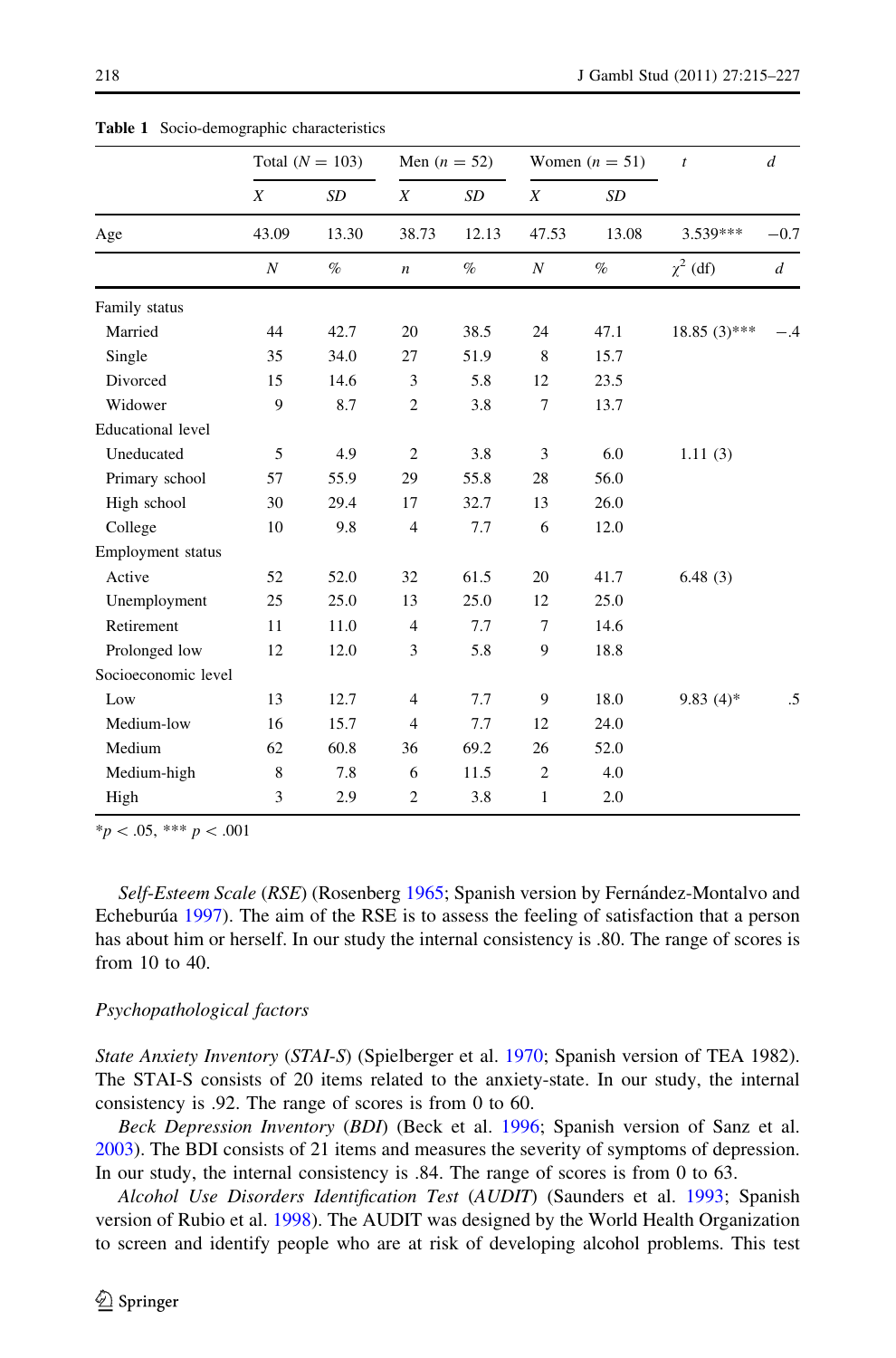**Table 1** Socio-demographic characteristics

| | Total ($N = 103$) | | Men ($n = 52$) | | Women ($n = 51$) | | $t$ | $d$ |
|---|---|---|---|---|---|---|---|---|
| | $X$ | $SD$ | $X$ | $SD$ | $X$ | $SD$ | | |
| Age | 43.09 | 13.30 | 38.73 | 12.13 | 47.53 | 13.08 | 3.539*** | −0.7 |
| | $N$ | % | $n$ | % | $N$ | % | $\chi^2$ (df) | $d$ |
| Family status | | | | | | | | |
| Married | 44 | 42.7 | 20 | 38.5 | 24 | 47.1 | 18.85 (3)*** | −.4 |
| Single | 35 | 34.0 | 27 | 51.9 | 8 | 15.7 | | |
| Divorced | 15 | 14.6 | 3 | 5.8 | 12 | 23.5 | | |
| Widower | 9 | 8.7 | 2 | 3.8 | 7 | 13.7 | | |
| Educational level | | | | | | | | |
| Uneducated | 5 | 4.9 | 2 | 3.8 | 3 | 6.0 | 1.11 (3) | |
| Primary school | 57 | 55.9 | 29 | 55.8 | 28 | 56.0 | | |
| High school | 30 | 29.4 | 17 | 32.7 | 13 | 26.0 | | |
| College | 10 | 9.8 | 4 | 7.7 | 6 | 12.0 | | |
| Employment status | | | | | | | | |
| Active | 52 | 52.0 | 32 | 61.5 | 20 | 41.7 | 6.48 (3) | |
| Unemployment | 25 | 25.0 | 13 | 25.0 | 12 | 25.0 | | |
| Retirement | 11 | 11.0 | 4 | 7.7 | 7 | 14.6 | | |
| Prolonged low | 12 | 12.0 | 3 | 5.8 | 9 | 18.8 | | |
| Socioeconomic level | | | | | | | | |
| Low | 13 | 12.7 | 4 | 7.7 | 9 | 18.0 | 9.83 (4)* | .5 |
| Medium-low | 16 | 15.7 | 4 | 7.7 | 12 | 24.0 | | |
| Medium | 62 | 60.8 | 36 | 69.2 | 26 | 52.0 | | |
| Medium-high | 8 | 7.8 | 6 | 11.5 | 2 | 4.0 | | |
| High | 3 | 2.9 | 2 | 3.8 | 1 | 2.0 | | |

*$p < .05$, *** $p < .001$

*Self-Esteem Scale* (*RSE*) (Rosenberg 1965; Spanish version by Fernández-Montalvo and Echeburúa 1997). The aim of the RSE is to assess the feeling of satisfaction that a person has about him or herself. In our study the internal consistency is .80. The range of scores is from 10 to 40.

*Psychopathological factors*

*State Anxiety Inventory* (*STAI-S*) (Spielberger et al. 1970; Spanish version of TEA 1982). The STAI-S consists of 20 items related to the anxiety-state. In our study, the internal consistency is .92. The range of scores is from 0 to 60.

*Beck Depression Inventory* (*BDI*) (Beck et al. 1996; Spanish version of Sanz et al. 2003). The BDI consists of 21 items and measures the severity of symptoms of depression. In our study, the internal consistency is .84. The range of scores is from 0 to 63.

*Alcohol Use Disorders Identification Test* (*AUDIT*) (Saunders et al. 1993; Spanish version of Rubio et al. 1998). The AUDIT was designed by the World Health Organization to screen and identify people who are at risk of developing alcohol problems. This test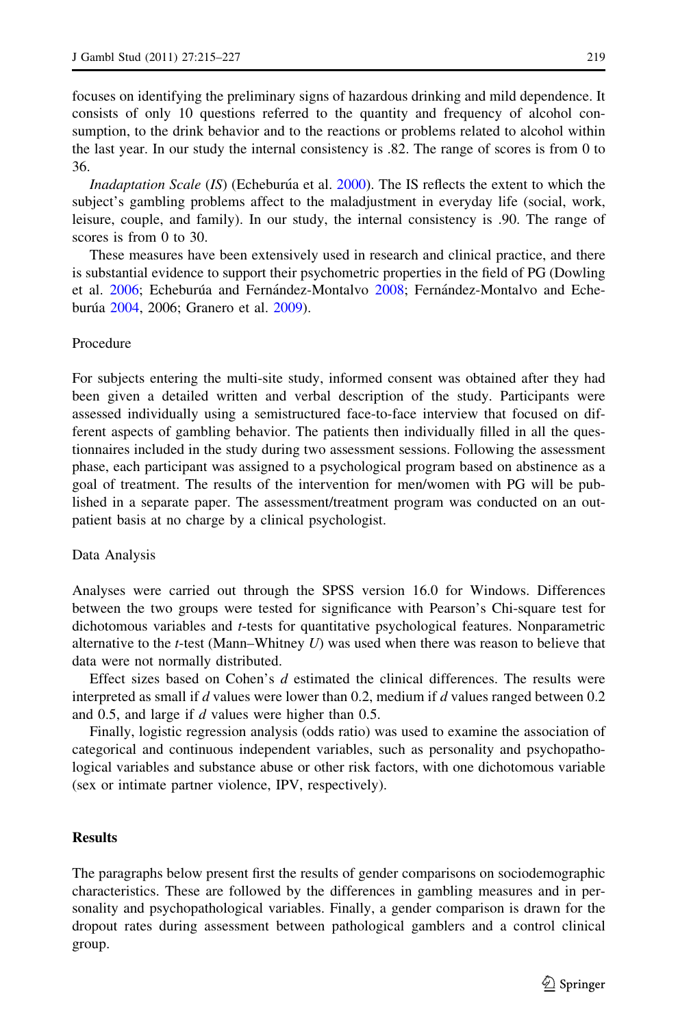focuses on identifying the preliminary signs of hazardous drinking and mild dependence. It consists of only 10 questions referred to the quantity and frequency of alcohol consumption, to the drink behavior and to the reactions or problems related to alcohol within the last year. In our study the internal consistency is .82. The range of scores is from 0 to 36.

*Inadaptation Scale* (*IS*) (Echeburúa et al. 2000). The IS reflects the extent to which the subject's gambling problems affect to the maladjustment in everyday life (social, work, leisure, couple, and family). In our study, the internal consistency is .90. The range of scores is from 0 to 30.

These measures have been extensively used in research and clinical practice, and there is substantial evidence to support their psychometric properties in the field of PG (Dowling et al. 2006; Echeburúa and Fernández-Montalvo 2008; Fernández-Montalvo and Echeburúa 2004, 2006; Granero et al. 2009).

### Procedure

For subjects entering the multi-site study, informed consent was obtained after they had been given a detailed written and verbal description of the study. Participants were assessed individually using a semistructured face-to-face interview that focused on different aspects of gambling behavior. The patients then individually filled in all the questionnaires included in the study during two assessment sessions. Following the assessment phase, each participant was assigned to a psychological program based on abstinence as a goal of treatment. The results of the intervention for men/women with PG will be published in a separate paper. The assessment/treatment program was conducted on an outpatient basis at no charge by a clinical psychologist.

### Data Analysis

Analyses were carried out through the SPSS version 16.0 for Windows. Differences between the two groups were tested for significance with Pearson's Chi-square test for dichotomous variables and *t*-tests for quantitative psychological features. Nonparametric alternative to the *t*-test (Mann–Whitney *U*) was used when there was reason to believe that data were not normally distributed.

Effect sizes based on Cohen's *d* estimated the clinical differences. The results were interpreted as small if *d* values were lower than 0.2, medium if *d* values ranged between 0.2 and 0.5, and large if *d* values were higher than 0.5.

Finally, logistic regression analysis (odds ratio) was used to examine the association of categorical and continuous independent variables, such as personality and psychopathological variables and substance abuse or other risk factors, with one dichotomous variable (sex or intimate partner violence, IPV, respectively).

## Results

The paragraphs below present first the results of gender comparisons on sociodemographic characteristics. These are followed by the differences in gambling measures and in personality and psychopathological variables. Finally, a gender comparison is drawn for the dropout rates during assessment between pathological gamblers and a control clinical group.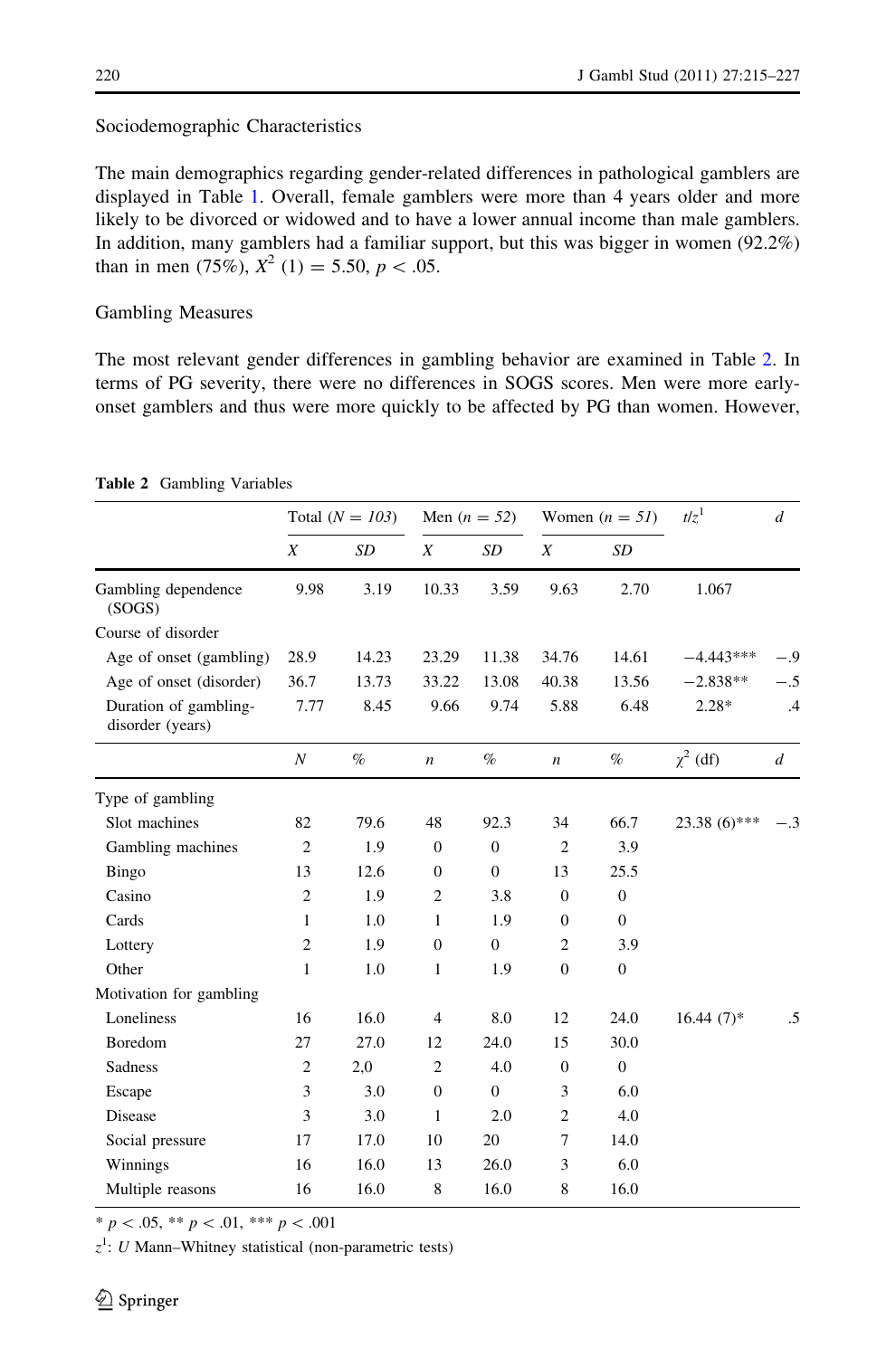Sociodemographic Characteristics

The main demographics regarding gender-related differences in pathological gamblers are displayed in Table 1. Overall, female gamblers were more than 4 years older and more likely to be divorced or widowed and to have a lower annual income than male gamblers. In addition, many gamblers had a familiar support, but this was bigger in women (92.2%) than in men (75%), $X^2$ (1) = 5.50, $p < .05$.

Gambling Measures

The most relevant gender differences in gambling behavior are examined in Table 2. In terms of PG severity, there were no differences in SOGS scores. Men were more early-onset gamblers and thus were more quickly to be affected by PG than women. However,

**Table 2** Gambling Variables

| | Total ($N$ = 103) | | Men ($n$ = 52) | | Women ($n$ = 51) | | $t/z^1$ | $d$ |
|---|---|---|---|---|---|---|---|---|
| | $X$ | $SD$ | $X$ | $SD$ | $X$ | $SD$ | | |
| Gambling dependence (SOGS) | 9.98 | 3.19 | 10.33 | 3.59 | 9.63 | 2.70 | 1.067 | |
| Course of disorder | | | | | | | | |
| Age of onset (gambling) | 28.9 | 14.23 | 23.29 | 11.38 | 34.76 | 14.61 | −4.443*** | −.9 |
| Age of onset (disorder) | 36.7 | 13.73 | 33.22 | 13.08 | 40.38 | 13.56 | −2.838** | −.5 |
| Duration of gambling-disorder (years) | 7.77 | 8.45 | 9.66 | 9.74 | 5.88 | 6.48 | 2.28* | .4 |
| | $N$ | % | $n$ | % | $n$ | % | $\chi^2$ (df) | $d$ |
| Type of gambling | | | | | | | | |
| Slot machines | 82 | 79.6 | 48 | 92.3 | 34 | 66.7 | 23.38 (6)*** | −.3 |
| Gambling machines | 2 | 1.9 | 0 | 0 | 2 | 3.9 | | |
| Bingo | 13 | 12.6 | 0 | 0 | 13 | 25.5 | | |
| Casino | 2 | 1.9 | 2 | 3.8 | 0 | 0 | | |
| Cards | 1 | 1.0 | 1 | 1.9 | 0 | 0 | | |
| Lottery | 2 | 1.9 | 0 | 0 | 2 | 3.9 | | |
| Other | 1 | 1.0 | 1 | 1.9 | 0 | 0 | | |
| Motivation for gambling | | | | | | | | |
| Loneliness | 16 | 16.0 | 4 | 8.0 | 12 | 24.0 | 16.44 (7)* | .5 |
| Boredom | 27 | 27.0 | 12 | 24.0 | 15 | 30.0 | | |
| Sadness | 2 | 2,0 | 2 | 4.0 | 0 | 0 | | |
| Escape | 3 | 3.0 | 0 | 0 | 3 | 6.0 | | |
| Disease | 3 | 3.0 | 1 | 2.0 | 2 | 4.0 | | |
| Social pressure | 17 | 17.0 | 10 | 20 | 7 | 14.0 | | |
| Winnings | 16 | 16.0 | 13 | 26.0 | 3 | 6.0 | | |
| Multiple reasons | 16 | 16.0 | 8 | 16.0 | 8 | 16.0 | | |

* $p < .05$, ** $p < .01$, *** $p < .001$

$z^1$: $U$ Mann–Whitney statistical (non-parametric tests)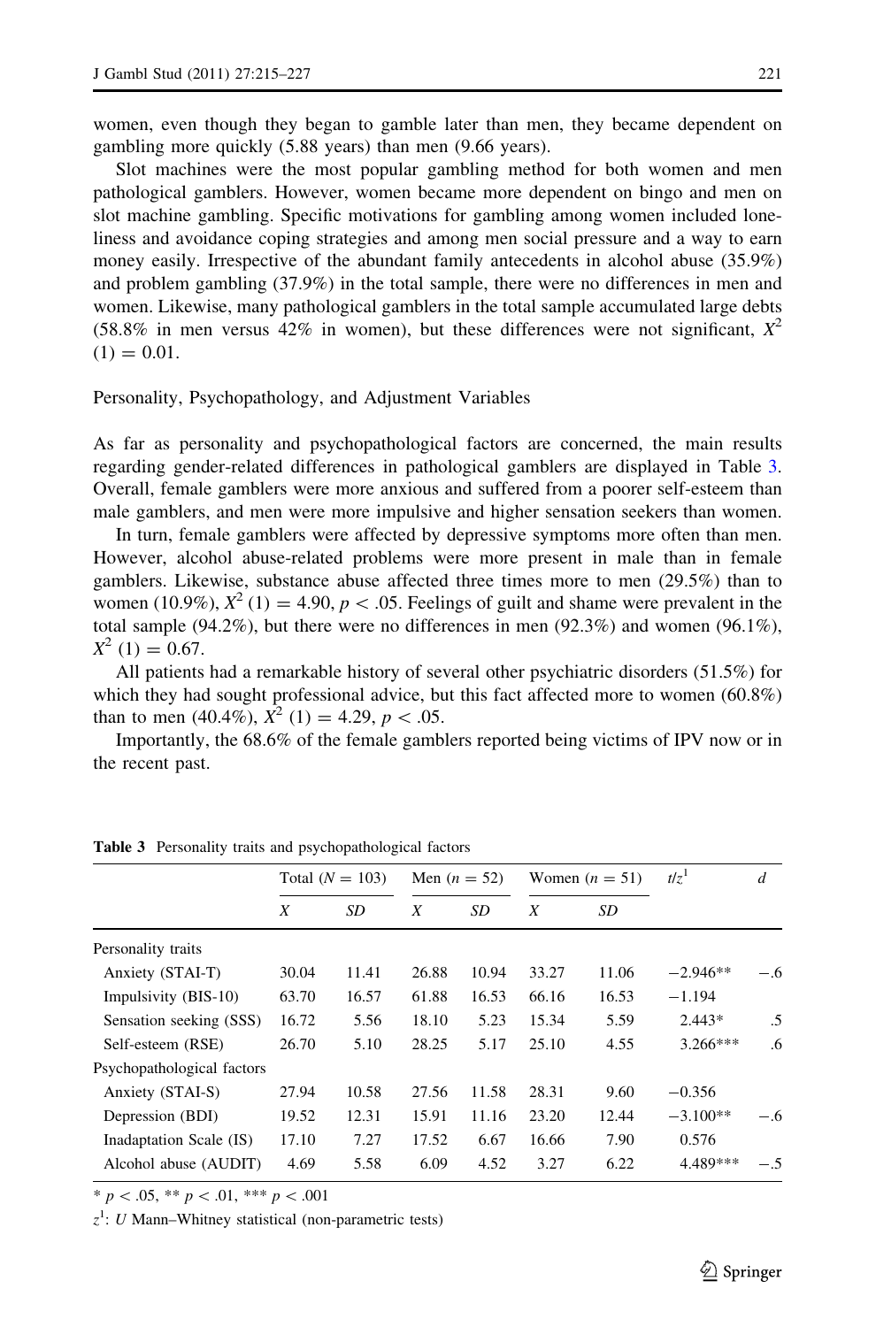women, even though they began to gamble later than men, they became dependent on gambling more quickly (5.88 years) than men (9.66 years).

Slot machines were the most popular gambling method for both women and men pathological gamblers. However, women became more dependent on bingo and men on slot machine gambling. Specific motivations for gambling among women included loneliness and avoidance coping strategies and among men social pressure and a way to earn money easily. Irrespective of the abundant family antecedents in alcohol abuse (35.9%) and problem gambling (37.9%) in the total sample, there were no differences in men and women. Likewise, many pathological gamblers in the total sample accumulated large debts (58.8% in men versus 42% in women), but these differences were not significant, $X^2(1) = 0.01$.

## Personality, Psychopathology, and Adjustment Variables

As far as personality and psychopathological factors are concerned, the main results regarding gender-related differences in pathological gamblers are displayed in Table 3. Overall, female gamblers were more anxious and suffered from a poorer self-esteem than male gamblers, and men were more impulsive and higher sensation seekers than women.

In turn, female gamblers were affected by depressive symptoms more often than men. However, alcohol abuse-related problems were more present in male than in female gamblers. Likewise, substance abuse affected three times more to men (29.5%) than to women (10.9%), $X^2(1) = 4.90$, $p < .05$. Feelings of guilt and shame were prevalent in the total sample (94.2%), but there were no differences in men (92.3%) and women (96.1%), $X^2(1) = 0.67$.

All patients had a remarkable history of several other psychiatric disorders (51.5%) for which they had sought professional advice, but this fact affected more to women (60.8%) than to men (40.4%), $X^2(1) = 4.29$, $p < .05$.

Importantly, the 68.6% of the female gamblers reported being victims of IPV now or in the recent past.

**Table 3** Personality traits and psychopathological factors

| | Total ($N = 103$) | | Men ($n = 52$) | | Women ($n = 51$) | | $t/z^1$ | $d$ |
|---|---|---|---|---|---|---|---|---|
| | $X$ | $SD$ | $X$ | $SD$ | $X$ | $SD$ | | |
| Personality traits | | | | | | | | |
| Anxiety (STAI-T) | 30.04 | 11.41 | 26.88 | 10.94 | 33.27 | 11.06 | −2.946** | −.6 |
| Impulsivity (BIS-10) | 63.70 | 16.57 | 61.88 | 16.53 | 66.16 | 16.53 | −1.194 | |
| Sensation seeking (SSS) | 16.72 | 5.56 | 18.10 | 5.23 | 15.34 | 5.59 | 2.443* | .5 |
| Self-esteem (RSE) | 26.70 | 5.10 | 28.25 | 5.17 | 25.10 | 4.55 | 3.266*** | .6 |
| Psychopathological factors | | | | | | | | |
| Anxiety (STAI-S) | 27.94 | 10.58 | 27.56 | 11.58 | 28.31 | 9.60 | −0.356 | |
| Depression (BDI) | 19.52 | 12.31 | 15.91 | 11.16 | 23.20 | 12.44 | −3.100** | −.6 |
| Inadaptation Scale (IS) | 17.10 | 7.27 | 17.52 | 6.67 | 16.66 | 7.90 | 0.576 | |
| Alcohol abuse (AUDIT) | 4.69 | 5.58 | 6.09 | 4.52 | 3.27 | 6.22 | 4.489*** | −.5 |

* $p < .05$, ** $p < .01$, *** $p < .001$

$z^1$: $U$ Mann–Whitney statistical (non-parametric tests)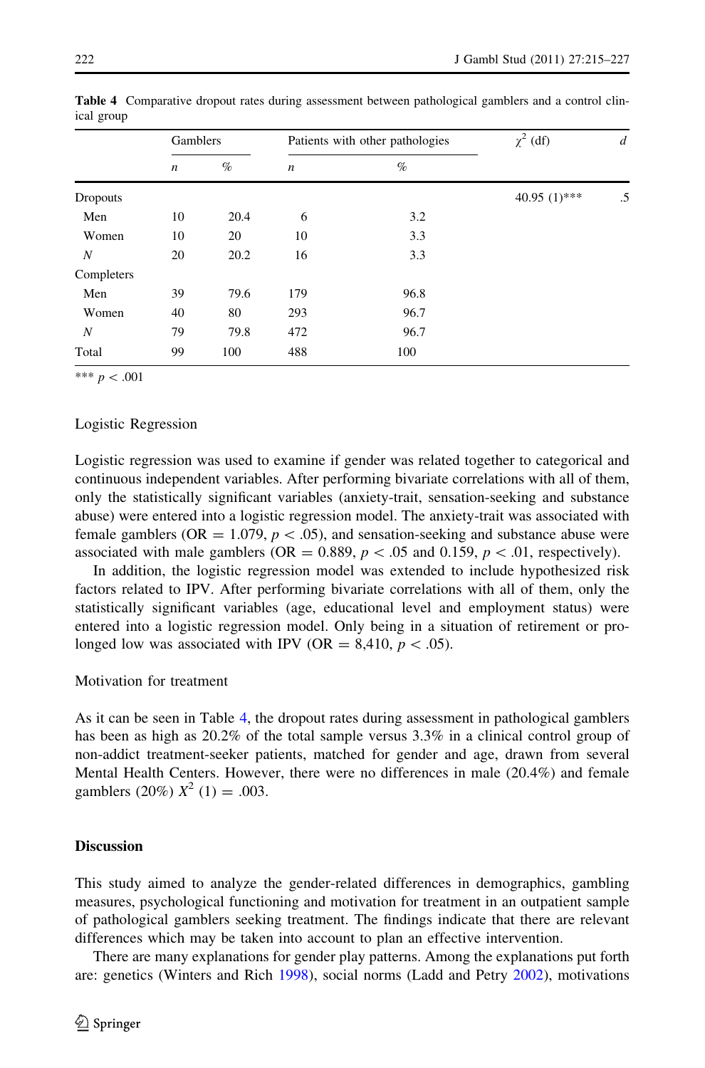**Table 4** Comparative dropout rates during assessment between pathological gamblers and a control clinical group

| | Gamblers | | Patients with other pathologies | | $\chi^2$ (df) | *d* |
|---|---|---|---|---|---|---|
| | *n* | % | *n* | % | | |
| Dropouts | | | | | 40.95 (1)*** | .5 |
| Men | 10 | 20.4 | 6 | 3.2 | | |
| Women | 10 | 20 | 10 | 3.3 | | |
| *N* | 20 | 20.2 | 16 | 3.3 | | |
| Completers | | | | | | |
| Men | 39 | 79.6 | 179 | 96.8 | | |
| Women | 40 | 80 | 293 | 96.7 | | |
| *N* | 79 | 79.8 | 472 | 96.7 | | |
| Total | 99 | 100 | 488 | 100 | | |

*** $p < .001$

### Logistic Regression

Logistic regression was used to examine if gender was related together to categorical and continuous independent variables. After performing bivariate correlations with all of them, only the statistically significant variables (anxiety-trait, sensation-seeking and substance abuse) were entered into a logistic regression model. The anxiety-trait was associated with female gamblers (OR = 1.079, $p < .05$), and sensation-seeking and substance abuse were associated with male gamblers (OR = 0.889, $p < .05$ and 0.159, $p < .01$, respectively).

In addition, the logistic regression model was extended to include hypothesized risk factors related to IPV. After performing bivariate correlations with all of them, only the statistically significant variables (age, educational level and employment status) were entered into a logistic regression model. Only being in a situation of retirement or prolonged low was associated with IPV (OR = 8,410, $p < .05$).

### Motivation for treatment

As it can be seen in Table 4, the dropout rates during assessment in pathological gamblers has been as high as 20.2% of the total sample versus 3.3% in a clinical control group of non-addict treatment-seeker patients, matched for gender and age, drawn from several Mental Health Centers. However, there were no differences in male (20.4%) and female gamblers (20%) $X^2$ (1) = .003.

## Discussion

This study aimed to analyze the gender-related differences in demographics, gambling measures, psychological functioning and motivation for treatment in an outpatient sample of pathological gamblers seeking treatment. The findings indicate that there are relevant differences which may be taken into account to plan an effective intervention.

There are many explanations for gender play patterns. Among the explanations put forth are: genetics (Winters and Rich 1998), social norms (Ladd and Petry 2002), motivations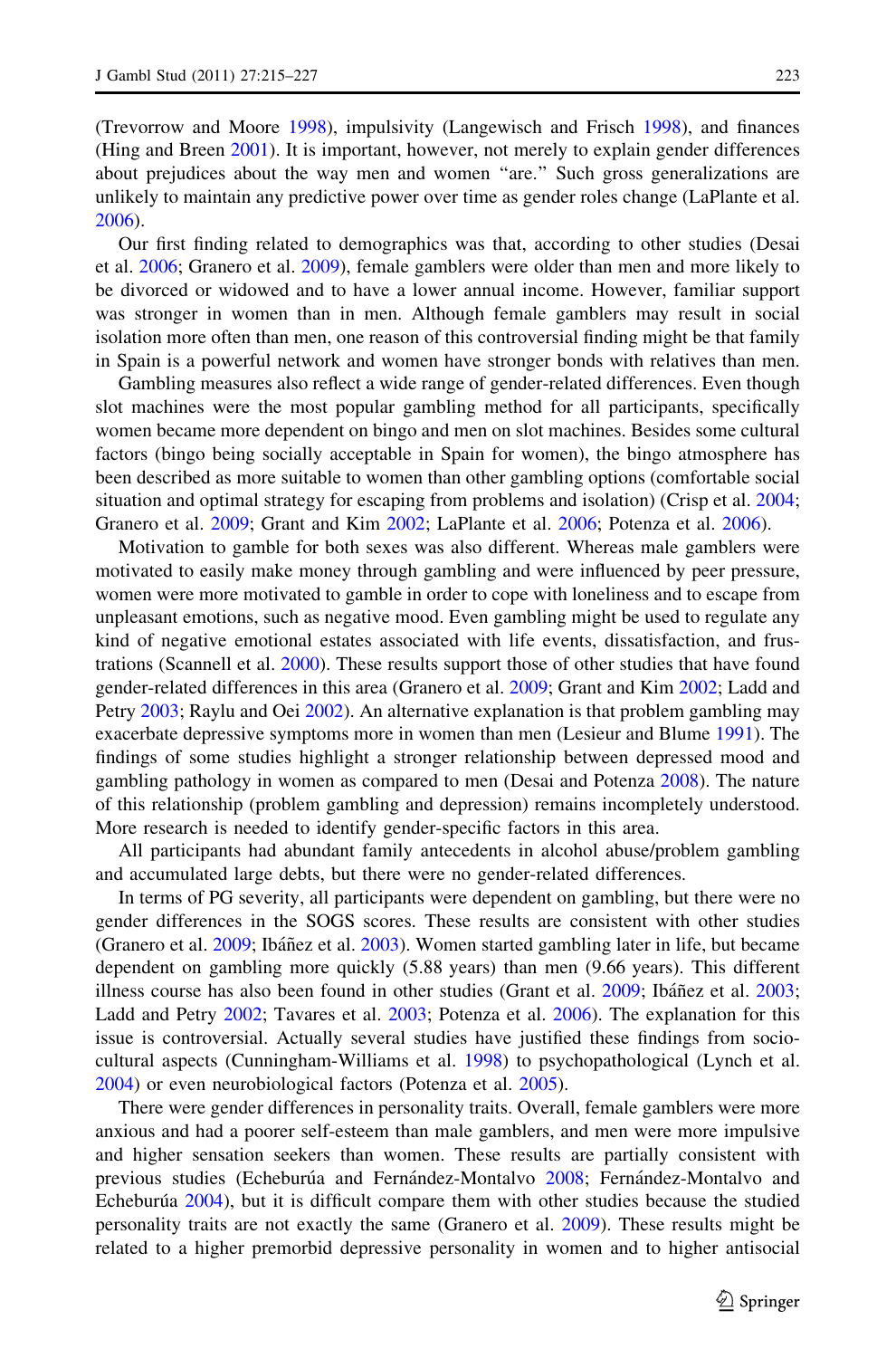(Trevorrow and Moore 1998), impulsivity (Langewisch and Frisch 1998), and finances (Hing and Breen 2001). It is important, however, not merely to explain gender differences about prejudices about the way men and women "are." Such gross generalizations are unlikely to maintain any predictive power over time as gender roles change (LaPlante et al. 2006).

Our first finding related to demographics was that, according to other studies (Desai et al. 2006; Granero et al. 2009), female gamblers were older than men and more likely to be divorced or widowed and to have a lower annual income. However, familiar support was stronger in women than in men. Although female gamblers may result in social isolation more often than men, one reason of this controversial finding might be that family in Spain is a powerful network and women have stronger bonds with relatives than men.

Gambling measures also reflect a wide range of gender-related differences. Even though slot machines were the most popular gambling method for all participants, specifically women became more dependent on bingo and men on slot machines. Besides some cultural factors (bingo being socially acceptable in Spain for women), the bingo atmosphere has been described as more suitable to women than other gambling options (comfortable social situation and optimal strategy for escaping from problems and isolation) (Crisp et al. 2004; Granero et al. 2009; Grant and Kim 2002; LaPlante et al. 2006; Potenza et al. 2006).

Motivation to gamble for both sexes was also different. Whereas male gamblers were motivated to easily make money through gambling and were influenced by peer pressure, women were more motivated to gamble in order to cope with loneliness and to escape from unpleasant emotions, such as negative mood. Even gambling might be used to regulate any kind of negative emotional estates associated with life events, dissatisfaction, and frustrations (Scannell et al. 2000). These results support those of other studies that have found gender-related differences in this area (Granero et al. 2009; Grant and Kim 2002; Ladd and Petry 2003; Raylu and Oei 2002). An alternative explanation is that problem gambling may exacerbate depressive symptoms more in women than men (Lesieur and Blume 1991). The findings of some studies highlight a stronger relationship between depressed mood and gambling pathology in women as compared to men (Desai and Potenza 2008). The nature of this relationship (problem gambling and depression) remains incompletely understood. More research is needed to identify gender-specific factors in this area.

All participants had abundant family antecedents in alcohol abuse/problem gambling and accumulated large debts, but there were no gender-related differences.

In terms of PG severity, all participants were dependent on gambling, but there were no gender differences in the SOGS scores. These results are consistent with other studies (Granero et al. 2009; Ibáñez et al. 2003). Women started gambling later in life, but became dependent on gambling more quickly (5.88 years) than men (9.66 years). This different illness course has also been found in other studies (Grant et al. 2009; Ibáñez et al. 2003; Ladd and Petry 2002; Tavares et al. 2003; Potenza et al. 2006). The explanation for this issue is controversial. Actually several studies have justified these findings from sociocultural aspects (Cunningham-Williams et al. 1998) to psychopathological (Lynch et al. 2004) or even neurobiological factors (Potenza et al. 2005).

There were gender differences in personality traits. Overall, female gamblers were more anxious and had a poorer self-esteem than male gamblers, and men were more impulsive and higher sensation seekers than women. These results are partially consistent with previous studies (Echeburúa and Fernández-Montalvo 2008; Fernández-Montalvo and Echeburúa 2004), but it is difficult compare them with other studies because the studied personality traits are not exactly the same (Granero et al. 2009). These results might be related to a higher premorbid depressive personality in women and to higher antisocial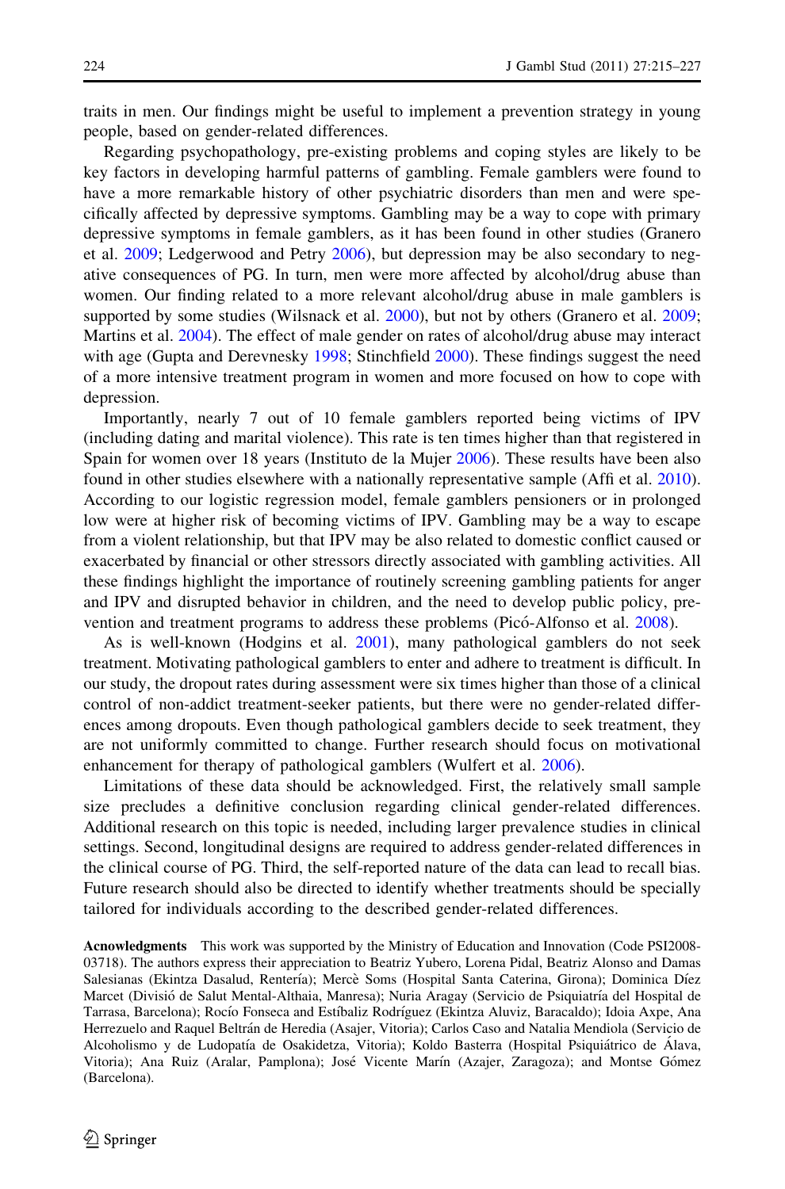traits in men. Our findings might be useful to implement a prevention strategy in young people, based on gender-related differences.

Regarding psychopathology, pre-existing problems and coping styles are likely to be key factors in developing harmful patterns of gambling. Female gamblers were found to have a more remarkable history of other psychiatric disorders than men and were specifically affected by depressive symptoms. Gambling may be a way to cope with primary depressive symptoms in female gamblers, as it has been found in other studies (Granero et al. 2009; Ledgerwood and Petry 2006), but depression may be also secondary to negative consequences of PG. In turn, men were more affected by alcohol/drug abuse than women. Our finding related to a more relevant alcohol/drug abuse in male gamblers is supported by some studies (Wilsnack et al. 2000), but not by others (Granero et al. 2009; Martins et al. 2004). The effect of male gender on rates of alcohol/drug abuse may interact with age (Gupta and Derevnesky 1998; Stinchfield 2000). These findings suggest the need of a more intensive treatment program in women and more focused on how to cope with depression.

Importantly, nearly 7 out of 10 female gamblers reported being victims of IPV (including dating and marital violence). This rate is ten times higher than that registered in Spain for women over 18 years (Instituto de la Mujer 2006). These results have been also found in other studies elsewhere with a nationally representative sample (Affi et al. 2010). According to our logistic regression model, female gamblers pensioners or in prolonged low were at higher risk of becoming victims of IPV. Gambling may be a way to escape from a violent relationship, but that IPV may be also related to domestic conflict caused or exacerbated by financial or other stressors directly associated with gambling activities. All these findings highlight the importance of routinely screening gambling patients for anger and IPV and disrupted behavior in children, and the need to develop public policy, prevention and treatment programs to address these problems (Picó-Alfonso et al. 2008).

As is well-known (Hodgins et al. 2001), many pathological gamblers do not seek treatment. Motivating pathological gamblers to enter and adhere to treatment is difficult. In our study, the dropout rates during assessment were six times higher than those of a clinical control of non-addict treatment-seeker patients, but there were no gender-related differences among dropouts. Even though pathological gamblers decide to seek treatment, they are not uniformly committed to change. Further research should focus on motivational enhancement for therapy of pathological gamblers (Wulfert et al. 2006).

Limitations of these data should be acknowledged. First, the relatively small sample size precludes a definitive conclusion regarding clinical gender-related differences. Additional research on this topic is needed, including larger prevalence studies in clinical settings. Second, longitudinal designs are required to address gender-related differences in the clinical course of PG. Third, the self-reported nature of the data can lead to recall bias. Future research should also be directed to identify whether treatments should be specially tailored for individuals according to the described gender-related differences.

**Acnowledgments** This work was supported by the Ministry of Education and Innovation (Code PSI2008-03718). The authors express their appreciation to Beatriz Yubero, Lorena Pidal, Beatriz Alonso and Damas Salesianas (Ekintza Dasalud, Rentería); Mercè Soms (Hospital Santa Caterina, Girona); Dominica Díez Marcet (Divisió de Salut Mental-Althaia, Manresa); Nuria Aragay (Servicio de Psiquiatría del Hospital de Tarrasa, Barcelona); Rocío Fonseca and Estíbaliz Rodríguez (Ekintza Aluviz, Baracaldo); Idoia Axpe, Ana Herrezuelo and Raquel Beltrán de Heredia (Asajer, Vitoria); Carlos Caso and Natalia Mendiola (Servicio de Alcoholismo y de Ludopatía de Osakidetza, Vitoria); Koldo Basterra (Hospital Psiquiátrico de Álava, Vitoria); Ana Ruiz (Aralar, Pamplona); José Vicente Marín (Azajer, Zaragoza); and Montse Gómez (Barcelona).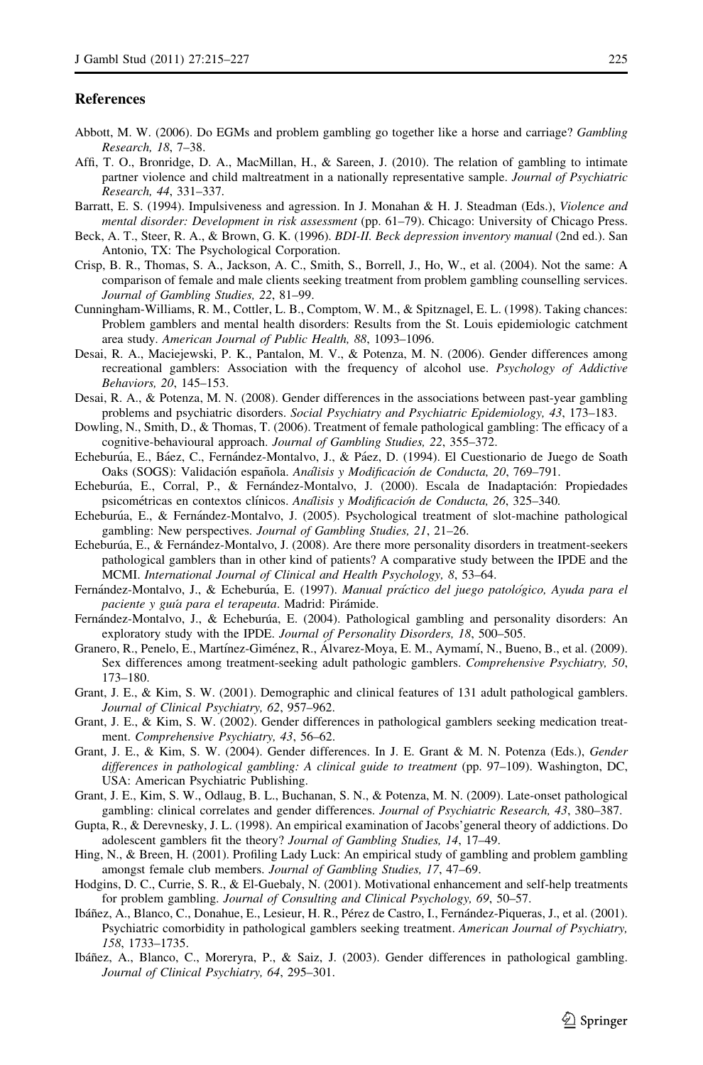## References

Abbott, M. W. (2006). Do EGMs and problem gambling go together like a horse and carriage? *Gambling Research, 18*, 7–38.

Affi, T. O., Bronridge, D. A., MacMillan, H., & Sareen, J. (2010). The relation of gambling to intimate partner violence and child maltreatment in a nationally representative sample. *Journal of Psychiatric Research, 44*, 331–337.

Barratt, E. S. (1994). Impulsiveness and agression. In J. Monahan & H. J. Steadman (Eds.), *Violence and mental disorder: Development in risk assessment* (pp. 61–79). Chicago: University of Chicago Press.

Beck, A. T., Steer, R. A., & Brown, G. K. (1996). *BDI-II. Beck depression inventory manual* (2nd ed.). San Antonio, TX: The Psychological Corporation.

Crisp, B. R., Thomas, S. A., Jackson, A. C., Smith, S., Borrell, J., Ho, W., et al. (2004). Not the same: A comparison of female and male clients seeking treatment from problem gambling counselling services. *Journal of Gambling Studies, 22*, 81–99.

Cunningham-Williams, R. M., Cottler, L. B., Comptom, W. M., & Spitznagel, E. L. (1998). Taking chances: Problem gamblers and mental health disorders: Results from the St. Louis epidemiologic catchment area study. *American Journal of Public Health, 88*, 1093–1096.

Desai, R. A., Maciejewski, P. K., Pantalon, M. V., & Potenza, M. N. (2006). Gender differences among recreational gamblers: Association with the frequency of alcohol use. *Psychology of Addictive Behaviors, 20*, 145–153.

Desai, R. A., & Potenza, M. N. (2008). Gender differences in the associations between past-year gambling problems and psychiatric disorders. *Social Psychiatry and Psychiatric Epidemiology, 43*, 173–183.

Dowling, N., Smith, D., & Thomas, T. (2006). Treatment of female pathological gambling: The efficacy of a cognitive-behavioural approach. *Journal of Gambling Studies, 22*, 355–372.

Echeburúa, E., Báez, C., Fernández-Montalvo, J., & Páez, D. (1994). El Cuestionario de Juego de Soath Oaks (SOGS): Validación española. *Análisis y Modificación de Conducta, 20*, 769–791.

Echeburúa, E., Corral, P., & Fernández-Montalvo, J. (2000). Escala de Inadaptación: Propiedades psicométricas en contextos clínicos. *Análisis y Modificación de Conducta, 26*, 325–340.

Echeburúa, E., & Fernández-Montalvo, J. (2005). Psychological treatment of slot-machine pathological gambling: New perspectives. *Journal of Gambling Studies, 21*, 21–26.

Echeburúa, E., & Fernández-Montalvo, J. (2008). Are there more personality disorders in treatment-seekers pathological gamblers than in other kind of patients? A comparative study between the IPDE and the MCMI. *International Journal of Clinical and Health Psychology, 8*, 53–64.

Fernández-Montalvo, J., & Echeburúa, E. (1997). *Manual práctico del juego patológico, Ayuda para el paciente y guía para el terapeuta*. Madrid: Pirámide.

Fernández-Montalvo, J., & Echeburúa, E. (2004). Pathological gambling and personality disorders: An exploratory study with the IPDE. *Journal of Personality Disorders, 18*, 500–505.

Granero, R., Penelo, E., Martínez-Giménez, R., Álvarez-Moya, E. M., Aymamí, N., Bueno, B., et al. (2009). Sex differences among treatment-seeking adult pathologic gamblers. *Comprehensive Psychiatry, 50*, 173–180.

Grant, J. E., & Kim, S. W. (2001). Demographic and clinical features of 131 adult pathological gamblers. *Journal of Clinical Psychiatry, 62*, 957–962.

Grant, J. E., & Kim, S. W. (2002). Gender differences in pathological gamblers seeking medication treatment. *Comprehensive Psychiatry, 43*, 56–62.

Grant, J. E., & Kim, S. W. (2004). Gender differences. In J. E. Grant & M. N. Potenza (Eds.), *Gender differences in pathological gambling: A clinical guide to treatment* (pp. 97–109). Washington, DC, USA: American Psychiatric Publishing.

Grant, J. E., Kim, S. W., Odlaug, B. L., Buchanan, S. N., & Potenza, M. N. (2009). Late-onset pathological gambling: clinical correlates and gender differences. *Journal of Psychiatric Research, 43*, 380–387.

Gupta, R., & Derevnesky, J. L. (1998). An empirical examination of Jacobs'general theory of addictions. Do adolescent gamblers fit the theory? *Journal of Gambling Studies, 14*, 17–49.

Hing, N., & Breen, H. (2001). Profiling Lady Luck: An empirical study of gambling and problem gambling amongst female club members. *Journal of Gambling Studies, 17*, 47–69.

Hodgins, D. C., Currie, S. R., & El-Guebaly, N. (2001). Motivational enhancement and self-help treatments for problem gambling. *Journal of Consulting and Clinical Psychology, 69*, 50–57.

Ibáñez, A., Blanco, C., Donahue, E., Lesieur, H. R., Pérez de Castro, I., Fernández-Piqueras, J., et al. (2001). Psychiatric comorbidity in pathological gamblers seeking treatment. *American Journal of Psychiatry, 158*, 1733–1735.

Ibáñez, A., Blanco, C., Moreryra, P., & Saiz, J. (2003). Gender differences in pathological gambling. *Journal of Clinical Psychiatry, 64*, 295–301.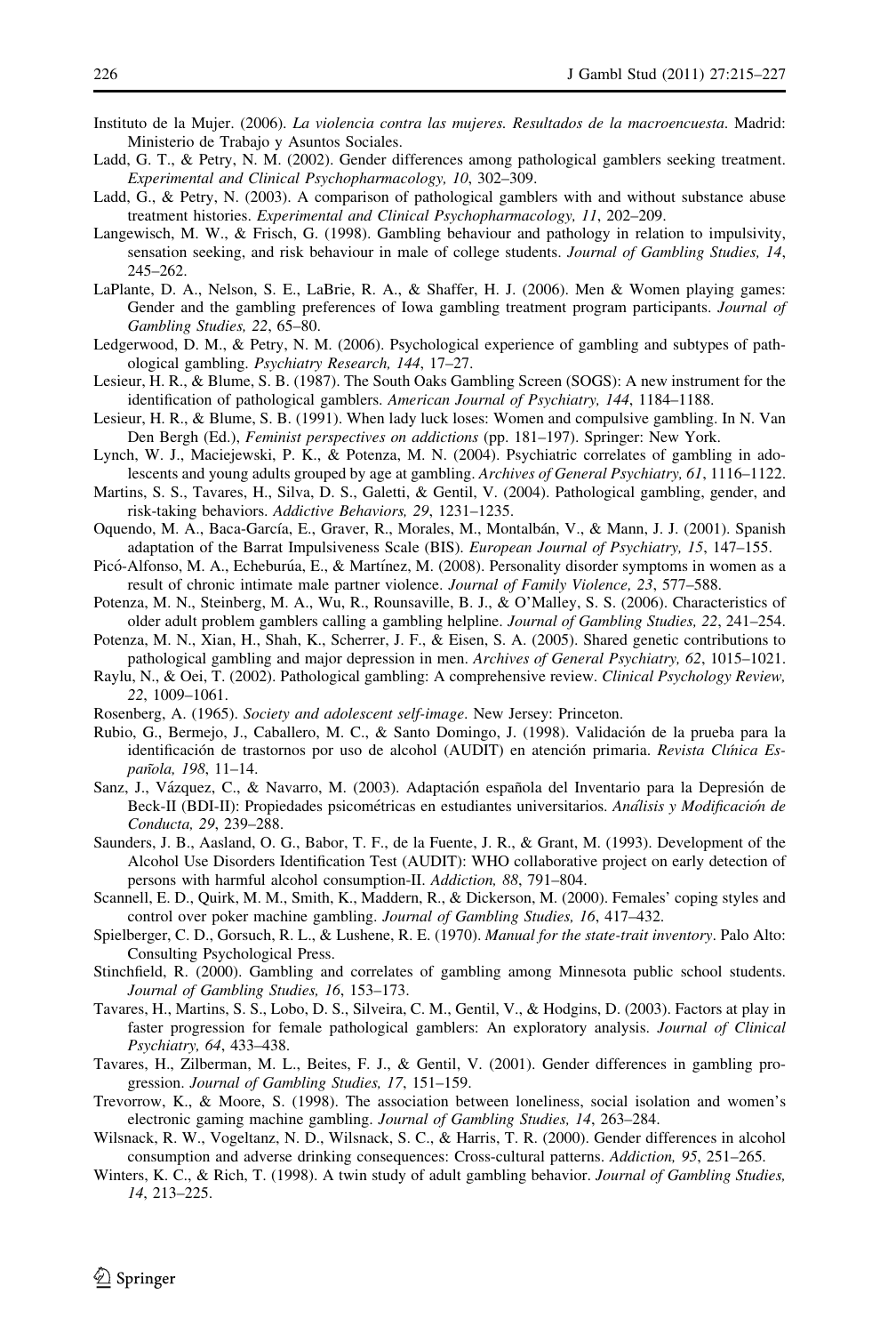Instituto de la Mujer. (2006). *La violencia contra las mujeres. Resultados de la macroencuesta*. Madrid: Ministerio de Trabajo y Asuntos Sociales.

Ladd, G. T., & Petry, N. M. (2002). Gender differences among pathological gamblers seeking treatment. *Experimental and Clinical Psychopharmacology, 10*, 302–309.

Ladd, G., & Petry, N. (2003). A comparison of pathological gamblers with and without substance abuse treatment histories. *Experimental and Clinical Psychopharmacology, 11*, 202–209.

Langewisch, M. W., & Frisch, G. (1998). Gambling behaviour and pathology in relation to impulsivity, sensation seeking, and risk behaviour in male of college students. *Journal of Gambling Studies, 14*, 245–262.

LaPlante, D. A., Nelson, S. E., LaBrie, R. A., & Shaffer, H. J. (2006). Men & Women playing games: Gender and the gambling preferences of Iowa gambling treatment program participants. *Journal of Gambling Studies, 22*, 65–80.

Ledgerwood, D. M., & Petry, N. M. (2006). Psychological experience of gambling and subtypes of pathological gambling. *Psychiatry Research, 144*, 17–27.

Lesieur, H. R., & Blume, S. B. (1987). The South Oaks Gambling Screen (SOGS): A new instrument for the identification of pathological gamblers. *American Journal of Psychiatry, 144*, 1184–1188.

Lesieur, H. R., & Blume, S. B. (1991). When lady luck loses: Women and compulsive gambling. In N. Van Den Bergh (Ed.), *Feminist perspectives on addictions* (pp. 181–197). Springer: New York.

Lynch, W. J., Maciejewski, P. K., & Potenza, M. N. (2004). Psychiatric correlates of gambling in adolescents and young adults grouped by age at gambling. *Archives of General Psychiatry, 61*, 1116–1122.

Martins, S. S., Tavares, H., Silva, D. S., Galetti, & Gentil, V. (2004). Pathological gambling, gender, and risk-taking behaviors. *Addictive Behaviors, 29*, 1231–1235.

Oquendo, M. A., Baca-García, E., Graver, R., Morales, M., Montalbán, V., & Mann, J. J. (2001). Spanish adaptation of the Barrat Impulsiveness Scale (BIS). *European Journal of Psychiatry, 15*, 147–155.

Picó-Alfonso, M. A., Echeburúa, E., & Martínez, M. (2008). Personality disorder symptoms in women as a result of chronic intimate male partner violence. *Journal of Family Violence, 23*, 577–588.

Potenza, M. N., Steinberg, M. A., Wu, R., Rounsaville, B. J., & O'Malley, S. S. (2006). Characteristics of older adult problem gamblers calling a gambling helpline. *Journal of Gambling Studies, 22*, 241–254.

Potenza, M. N., Xian, H., Shah, K., Scherrer, J. F., & Eisen, S. A. (2005). Shared genetic contributions to pathological gambling and major depression in men. *Archives of General Psychiatry, 62*, 1015–1021.

Raylu, N., & Oei, T. (2002). Pathological gambling: A comprehensive review. *Clinical Psychology Review, 22*, 1009–1061.

Rosenberg, A. (1965). *Society and adolescent self-image*. New Jersey: Princeton.

Rubio, G., Bermejo, J., Caballero, M. C., & Santo Domingo, J. (1998). Validación de la prueba para la identificación de trastornos por uso de alcohol (AUDIT) en atención primaria. *Revista Clínica Española, 198*, 11–14.

Sanz, J., Vázquez, C., & Navarro, M. (2003). Adaptación española del Inventario para la Depresión de Beck-II (BDI-II): Propiedades psicométricas en estudiantes universitarios. *Análisis y Modificación de Conducta, 29*, 239–288.

Saunders, J. B., Aasland, O. G., Babor, T. F., de la Fuente, J. R., & Grant, M. (1993). Development of the Alcohol Use Disorders Identification Test (AUDIT): WHO collaborative project on early detection of persons with harmful alcohol consumption-II. *Addiction, 88*, 791–804.

Scannell, E. D., Quirk, M. M., Smith, K., Maddern, R., & Dickerson, M. (2000). Females' coping styles and control over poker machine gambling. *Journal of Gambling Studies, 16*, 417–432.

Spielberger, C. D., Gorsuch, R. L., & Lushene, R. E. (1970). *Manual for the state-trait inventory*. Palo Alto: Consulting Psychological Press.

Stinchfield, R. (2000). Gambling and correlates of gambling among Minnesota public school students. *Journal of Gambling Studies, 16*, 153–173.

Tavares, H., Martins, S. S., Lobo, D. S., Silveira, C. M., Gentil, V., & Hodgins, D. (2003). Factors at play in faster progression for female pathological gamblers: An exploratory analysis. *Journal of Clinical Psychiatry, 64*, 433–438.

Tavares, H., Zilberman, M. L., Beites, F. J., & Gentil, V. (2001). Gender differences in gambling progression. *Journal of Gambling Studies, 17*, 151–159.

Trevorrow, K., & Moore, S. (1998). The association between loneliness, social isolation and women's electronic gaming machine gambling. *Journal of Gambling Studies, 14*, 263–284.

Wilsnack, R. W., Vogeltanz, N. D., Wilsnack, S. C., & Harris, T. R. (2000). Gender differences in alcohol consumption and adverse drinking consequences: Cross-cultural patterns. *Addiction, 95*, 251–265.

Winters, K. C., & Rich, T. (1998). A twin study of adult gambling behavior. *Journal of Gambling Studies, 14*, 213–225.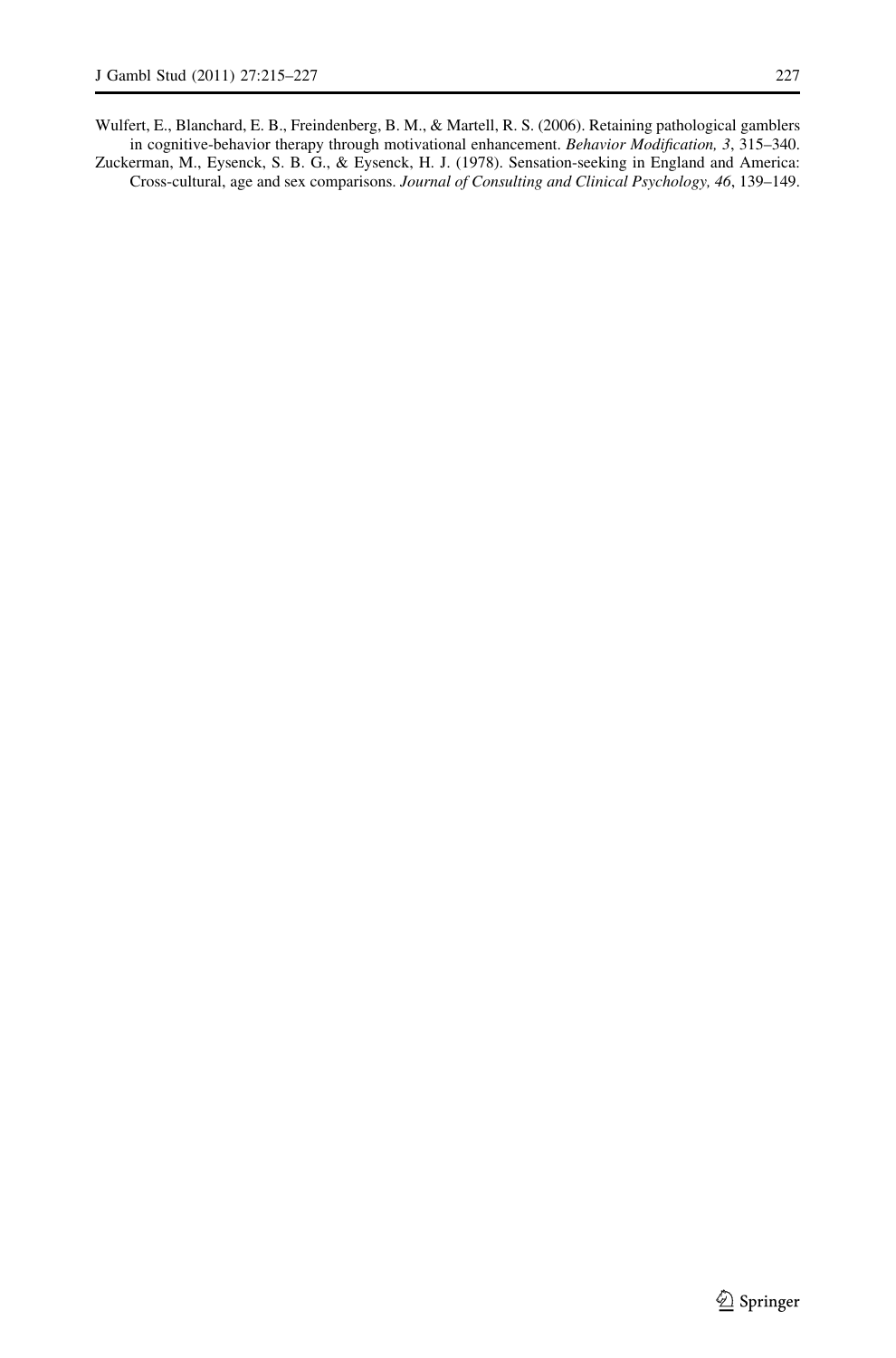Wulfert, E., Blanchard, E. B., Freindenberg, B. M., & Martell, R. S. (2006). Retaining pathological gamblers in cognitive-behavior therapy through motivational enhancement. *Behavior Modification, 3*, 315–340.

Zuckerman, M., Eysenck, S. B. G., & Eysenck, H. J. (1978). Sensation-seeking in England and America: Cross-cultural, age and sex comparisons. *Journal of Consulting and Clinical Psychology, 46*, 139–149.